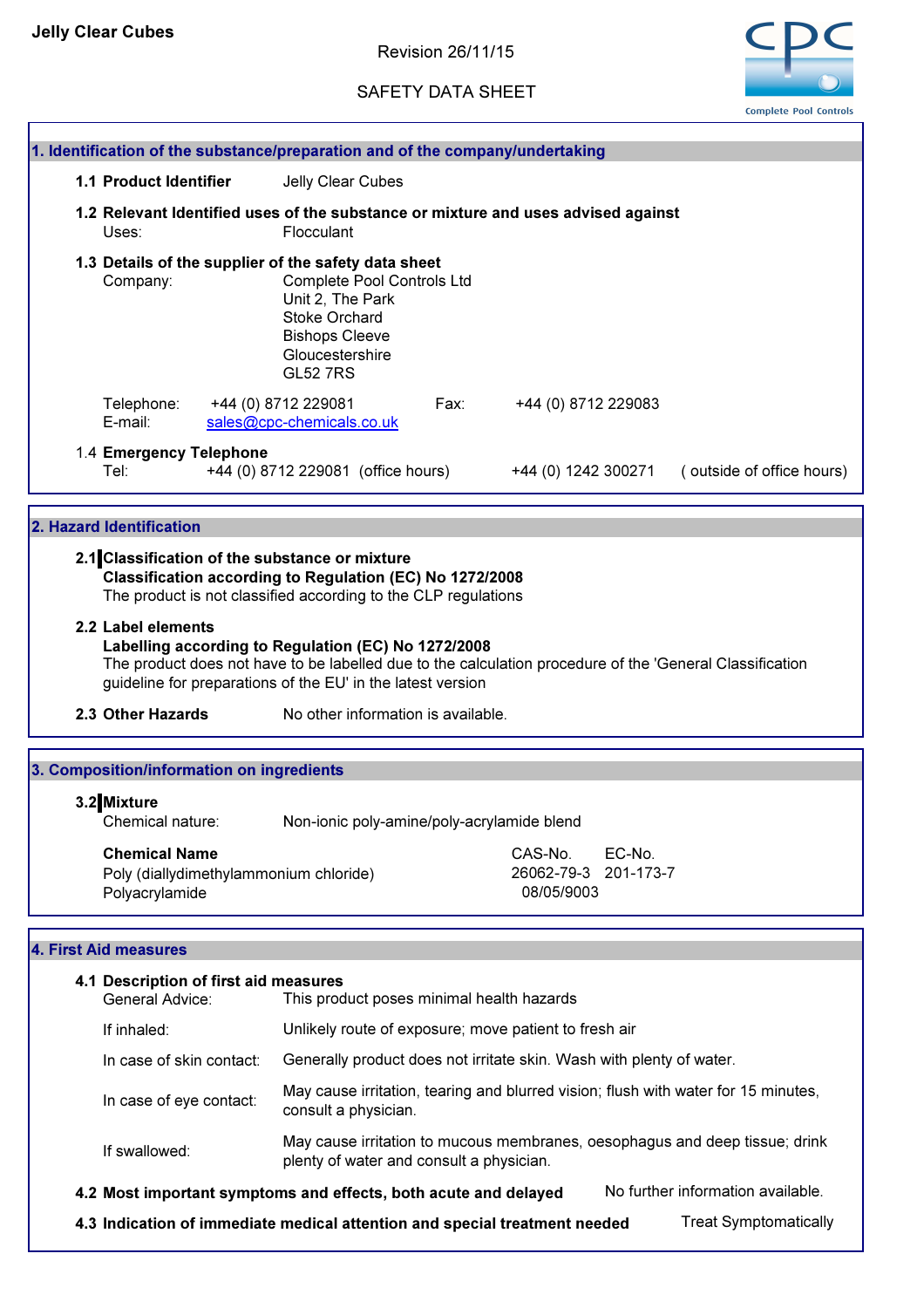**Jelly Clear Cubes**

Revision 26/11/15

SAFETY DATA SHEET

Complete Pool Controls

## 1. Identification of the substance/preparation and of the company/undertaking

**1.1 Product Identifier** Jelly Clear Cubes

**1.2 Relevant Identified uses of the substance or mixture and uses advised against**
Uses: Flocculant

**1.3 Details of the supplier of the safety data sheet**
Company: Complete Pool Controls Ltd
Unit 2, The Park
Stoke Orchard
Bishops Cleeve
Gloucestershire
GL52 7RS

Telephone: +44 (0) 8712 229081 Fax: +44 (0) 8712 229083
E-mail: sales@cpc-chemicals.co.uk

1.4 **Emergency Telephone**
Tel: +44 (0) 8712 229081 (office hours) +44 (0) 1242 300271 ( outside of office hours)

## 2. Hazard Identification

**2.1 Classification of the substance or mixture**
**Classification according to Regulation (EC) No 1272/2008**
The product is not classified according to the CLP regulations

**2.2 Label elements**
**Labelling according to Regulation (EC) No 1272/2008**
The product does not have to be labelled due to the calculation procedure of the 'General Classification guideline for preparations of the EU' in the latest version

**2.3 Other Hazards** No other information is available.

## 3. Composition/information on ingredients

**3.2 Mixture**
Chemical nature: Non-ionic poly-amine/poly-acrylamide blend

| Chemical Name | CAS-No. | EC-No. |
|---|---|---|
| Poly (diallydimethylammonium chloride) | 26062-79-3 | 201-173-7 |
| Polyacrylamide | 08/05/9003 | |

## 4. First Aid measures

**4.1 Description of first aid measures**

General Advice: This product poses minimal health hazards

If inhaled: Unlikely route of exposure; move patient to fresh air

In case of skin contact: Generally product does not irritate skin. Wash with plenty of water.

In case of eye contact: May cause irritation, tearing and blurred vision; flush with water for 15 minutes, consult a physician.

If swallowed: May cause irritation to mucous membranes, oesophagus and deep tissue; drink plenty of water and consult a physician.

**4.2 Most important symptoms and effects, both acute and delayed** No further information available.

**4.3 Indication of immediate medical attention and special treatment needed** Treat Symptomatically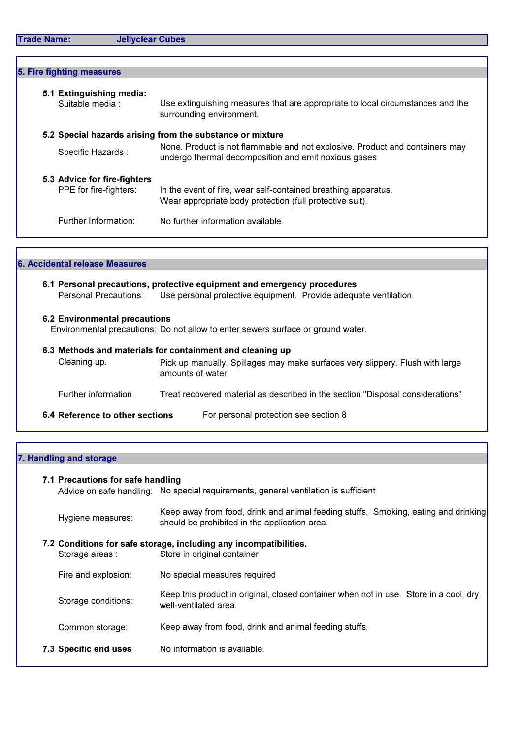**Trade Name:** Jellyclear Cubes

## 5. Fire fighting measures

**5.1 Extinguishing media:**

Suitable media : Use extinguishing measures that are appropriate to local circumstances and the surrounding environment.

**5.2 Special hazards arising from the substance or mixture**

Specific Hazards : None. Product is not flammable and not explosive. Product and containers may undergo thermal decomposition and emit noxious gases.

**5.3 Advice for fire-fighters**

PPE for fire-fighters: In the event of fire, wear self-contained breathing apparatus. Wear appropriate body protection (full protective suit).

Further Information: No further information available

## 6. Accidental release Measures

**6.1 Personal precautions, protective equipment and emergency procedures**

Personal Precautions: Use personal protective equipment. Provide adequate ventilation.

**6.2 Environmental precautions**

Environmental precautions: Do not allow to enter sewers surface or ground water.

**6.3 Methods and materials for containment and cleaning up**

Cleaning up. Pick up manually. Spillages may make surfaces very slippery. Flush with large amounts of water.

Further information Treat recovered material as described in the section "Disposal considerations"

**6.4 Reference to other sections** For personal protection see section 8

## 7. Handling and storage

**7.1 Precautions for safe handling**

Advice on safe handling: No special requirements, general ventilation is sufficient

Hygiene measures: Keep away from food, drink and animal feeding stuffs. Smoking, eating and drinking should be prohibited in the application area.

**7.2 Conditions for safe storage, including any incompatibilities.**

Storage areas : Store in original container

Fire and explosion: No special measures required

Storage conditions: Keep this product in original, closed container when not in use. Store in a cool, dry, well-ventilated area.

Common storage: Keep away from food, drink and animal feeding stuffs.

**7.3 Specific end uses** No information is available.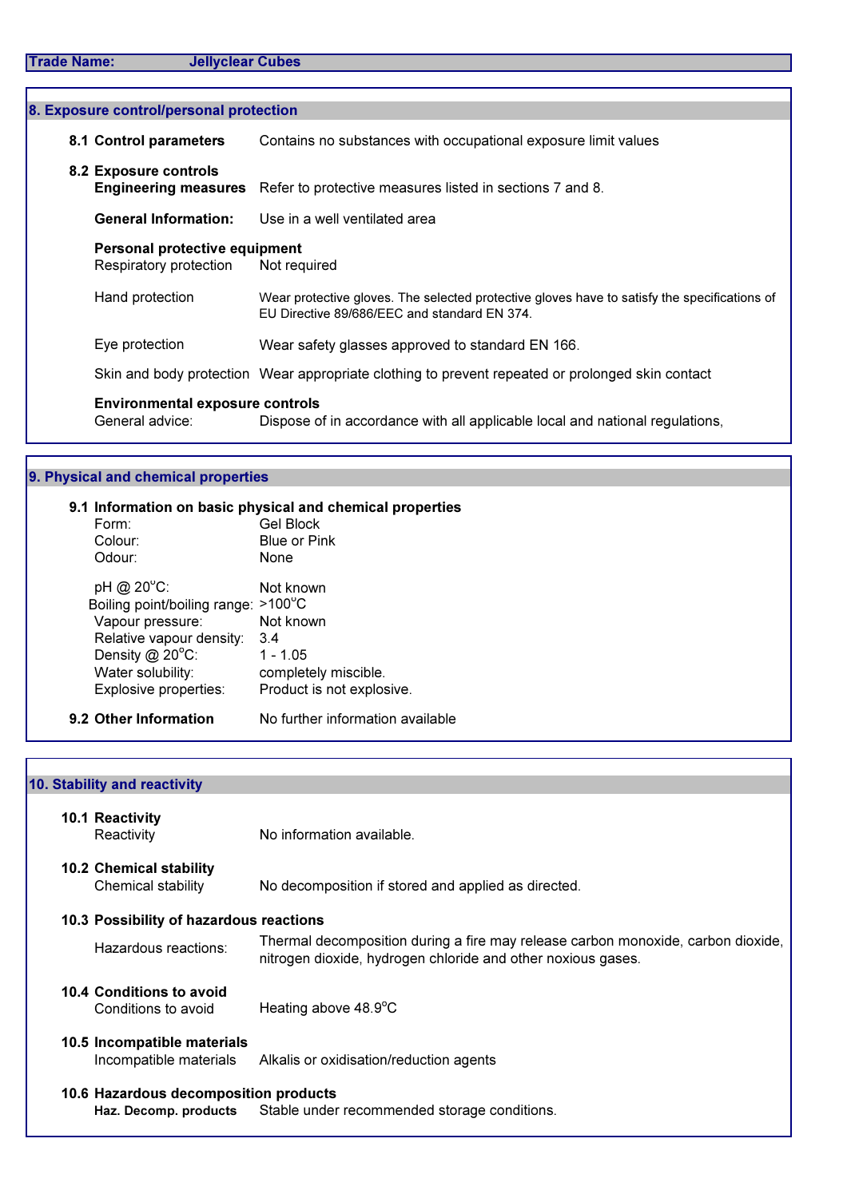**Trade Name:** **Jellyclear Cubes**

## 8. Exposure control/personal protection

### 8.1 Control parameters

Contains no substances with occupational exposure limit values

### 8.2 Exposure controls

**Engineering measures:** Refer to protective measures listed in sections 7 and 8.

**General Information:** Use in a well ventilated area

**Personal protective equipment**

| | |
|---|---|
| Respiratory protection | Not required |
| Hand protection | Wear protective gloves. The selected protective gloves have to satisfy the specifications of EU Directive 89/686/EEC and standard EN 374. |
| Eye protection | Wear safety glasses approved to standard EN 166. |
| Skin and body protection | Wear appropriate clothing to prevent repeated or prolonged skin contact |

**Environmental exposure controls**

General advice: Dispose of in accordance with all applicable local and national regulations,

## 9. Physical and chemical properties

### 9.1 Information on basic physical and chemical properties

| | |
|---|---|
| Form: | Gel Block |
| Colour: | Blue or Pink |
| Odour: | None |
| pH @ 20°C: | Not known |
| Boiling point/boiling range: | >100°C |
| Vapour pressure: | Not known |
| Relative vapour density: | 3.4 |
| Density @ 20°C: | 1 - 1.05 |
| Water solubility: | completely miscible. |
| Explosive properties: | Product is not explosive. |

### 9.2 Other Information

No further information available

## 10. Stability and reactivity

### 10.1 Reactivity

Reactivity: No information available.

### 10.2 Chemical stability

Chemical stability: No decomposition if stored and applied as directed.

### 10.3 Possibility of hazardous reactions

Hazardous reactions: Thermal decomposition during a fire may release carbon monoxide, carbon dioxide, nitrogen dioxide, hydrogen chloride and other noxious gases.

### 10.4 Conditions to avoid

Conditions to avoid: Heating above 48.9°C

### 10.5 Incompatible materials

Incompatible materials: Alkalis or oxidisation/reduction agents

### 10.6 Hazardous decomposition products

**Haz. Decomp. products:** Stable under recommended storage conditions.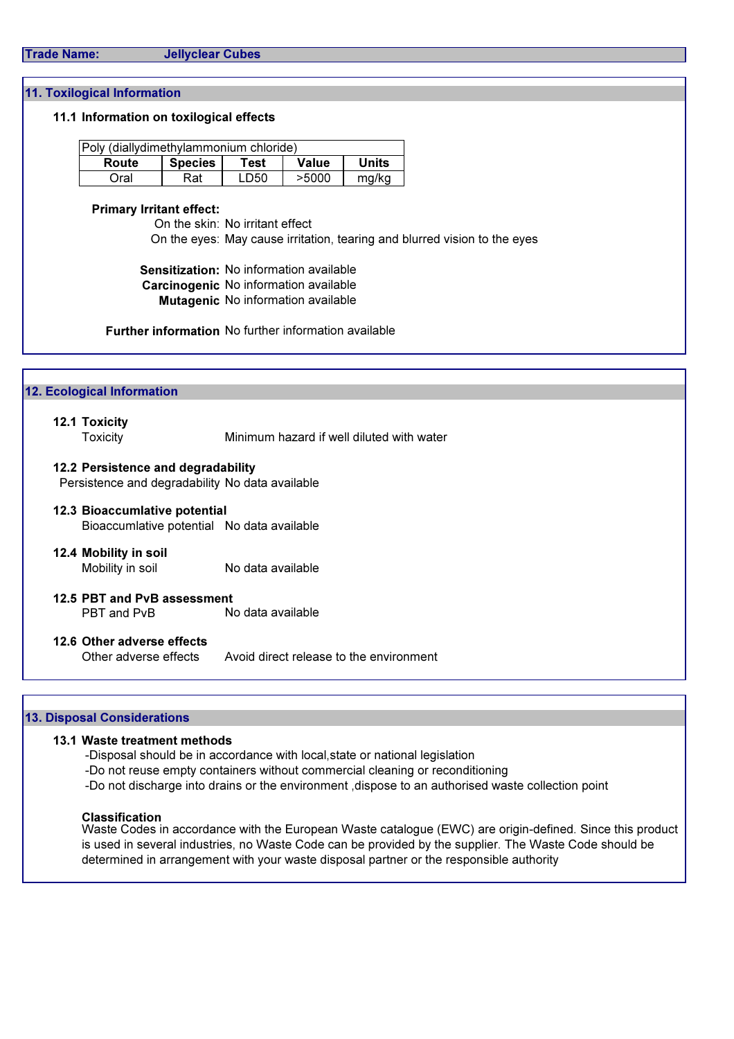**Trade Name:** Jellyclear Cubes

## 11. Toxilogical Information

### 11.1 Information on toxilogical effects

| Poly (diallydimethylammonium chloride) | | | | |
|---|---|---|---|---|
| **Route** | **Species** | **Test** | **Value** | **Units** |
| Oral | Rat | LD50 | >5000 | mg/kg |

**Primary Irritant effect:**

On the skin: No irritant effect

On the eyes: May cause irritation, tearing and blurred vision to the eyes

**Sensitization:** No information available

**Carcinogenic** No information available

**Mutagenic** No information available

**Further information** No further information available

## 12. Ecological Information

### 12.1 Toxicity

Toxicity: Minimum hazard if well diluted with water

### 12.2 Persistence and degradability

Persistence and degradability: No data available

### 12.3 Bioaccumlative potential

Bioaccumlative potential: No data available

### 12.4 Mobility in soil

Mobility in soil: No data available

### 12.5 PBT and PvB assessment

PBT and PvB: No data available

### 12.6 Other adverse effects

Other adverse effects: Avoid direct release to the environment

## 13. Disposal Considerations

### 13.1 Waste treatment methods

- -Disposal should be in accordance with local,state or national legislation
- -Do not reuse empty containers without commercial cleaning or reconditioning
- -Do not discharge into drains or the environment ,dispose to an authorised waste collection point

**Classification**

Waste Codes in accordance with the European Waste catalogue (EWC) are origin-defined. Since this product is used in several industries, no Waste Code can be provided by the supplier. The Waste Code should be determined in arrangement with your waste disposal partner or the responsible authority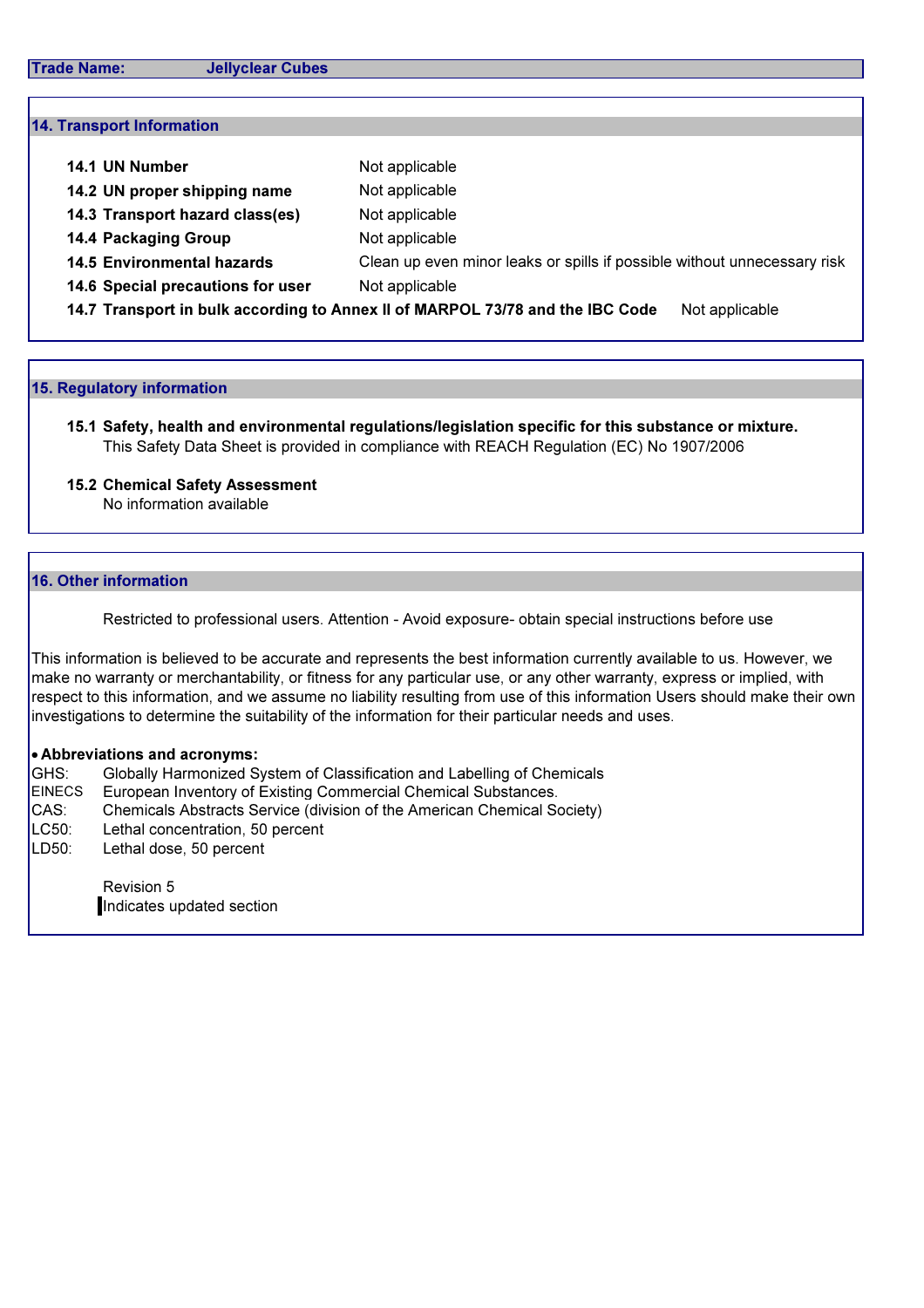**Trade Name:** **Jellyclear Cubes**

## 14. Transport Information

| | |
|---|---|
| **14.1 UN Number** | Not applicable |
| **14.2 UN proper shipping name** | Not applicable |
| **14.3 Transport hazard class(es)** | Not applicable |
| **14.4 Packaging Group** | Not applicable |
| **14.5 Environmental hazards** | Clean up even minor leaks or spills if possible without unnecessary risk |
| **14.6 Special precautions for user** | Not applicable |
| **14.7 Transport in bulk according to Annex II of MARPOL 73/78 and the IBC Code** | Not applicable |

## 15. Regulatory information

**15.1 Safety, health and environmental regulations/legislation specific for this substance or mixture.**
This Safety Data Sheet is provided in compliance with REACH Regulation (EC) No 1907/2006

**15.2 Chemical Safety Assessment**
No information available

## 16. Other information

Restricted to professional users. Attention - Avoid exposure- obtain special instructions before use

This information is believed to be accurate and represents the best information currently available to us. However, we make no warranty or merchantability, or fitness for any particular use, or any other warranty, express or implied, with respect to this information, and we assume no liability resulting from use of this information Users should make their own investigations to determine the suitability of the information for their particular needs and uses.

- **Abbreviations and acronyms:**

| | |
|---|---|
| GHS: | Globally Harmonized System of Classification and Labelling of Chemicals |
| EINECS | European Inventory of Existing Commercial Chemical Substances. |
| CAS: | Chemicals Abstracts Service (division of the American Chemical Society) |
| LC50: | Lethal concentration, 50 percent |
| LD50: | Lethal dose, 50 percent |

Revision 5

Indicates updated section